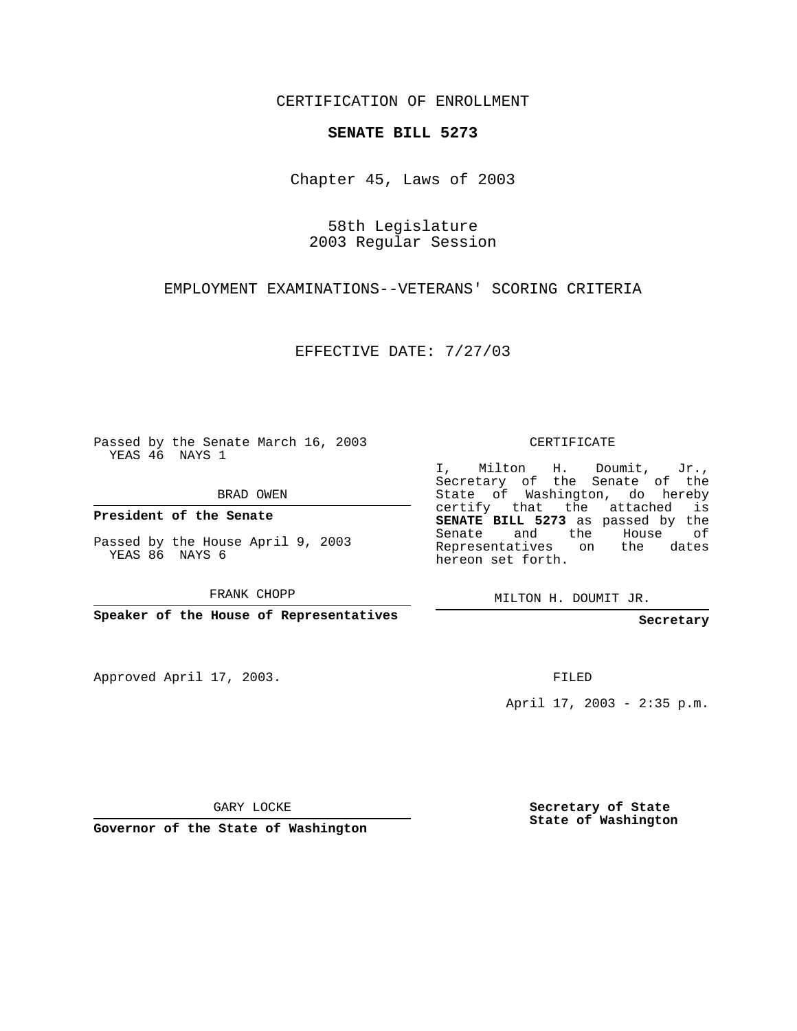CERTIFICATION OF ENROLLMENT

**SENATE BILL 5273**

Chapter 45, Laws of 2003

58th Legislature
2003 Regular Session

EMPLOYMENT EXAMINATIONS--VETERANS' SCORING CRITERIA

EFFECTIVE DATE: 7/27/03

Passed by the Senate March 16, 2003
YEAS 46 NAYS 1

BRAD OWEN

**President of the Senate**

Passed by the House April 9, 2003
YEAS 86 NAYS 6

FRANK CHOPP

**Speaker of the House of Representatives**

Approved April 17, 2003.

GARY LOCKE

**Governor of the State of Washington**

CERTIFICATE

I, Milton H. Doumit, Jr., Secretary of the Senate of the State of Washington, do hereby certify that the attached is **SENATE BILL 5273** as passed by the Senate and the House of Representatives on the dates hereon set forth.

MILTON H. DOUMIT JR.

**Secretary**

FILED

April 17, 2003 - 2:35 p.m.

**Secretary of State**
**State of Washington**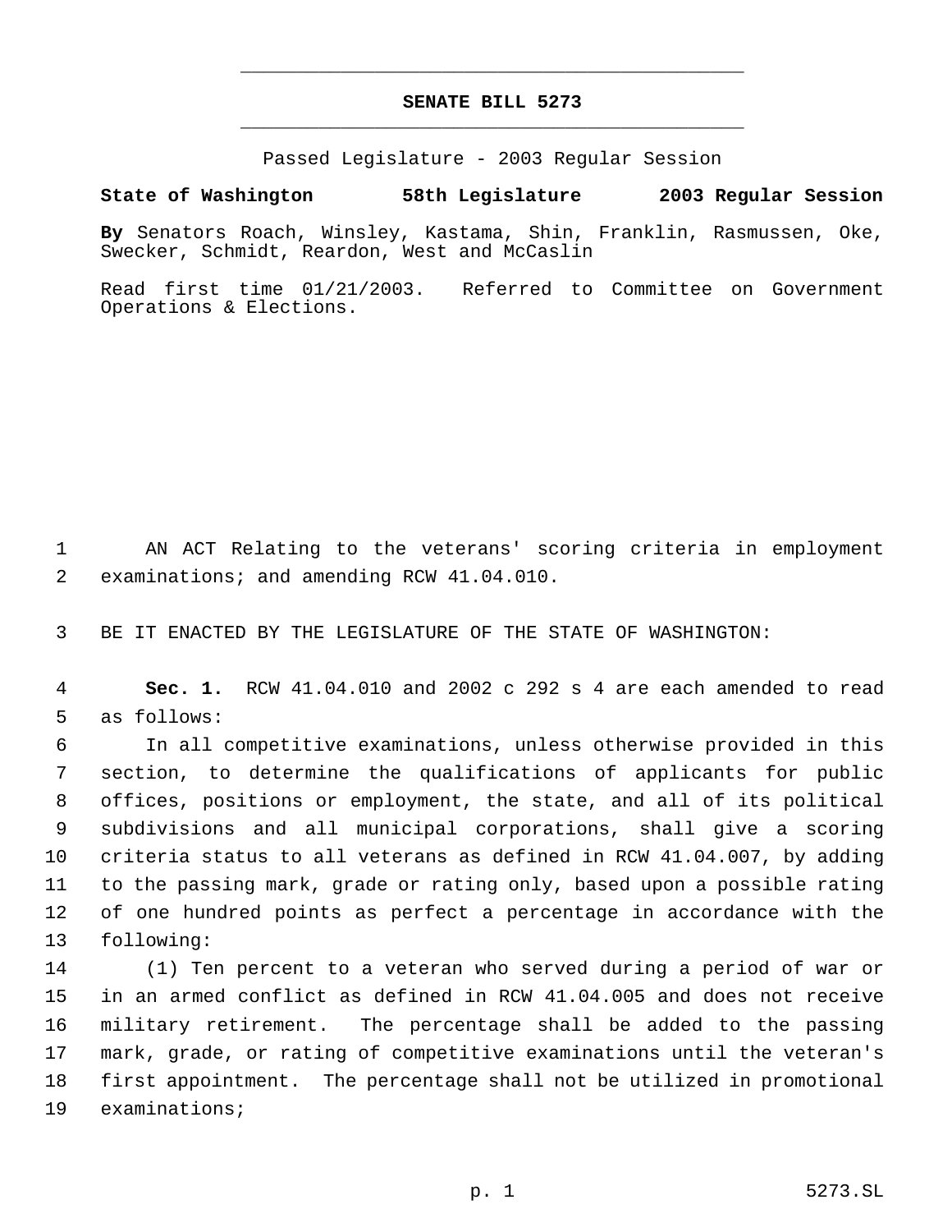# SENATE BILL 5273

Passed Legislature - 2003 Regular Session

**State of Washington 58th Legislature 2003 Regular Session**

**By** Senators Roach, Winsley, Kastama, Shin, Franklin, Rasmussen, Oke, Swecker, Schmidt, Reardon, West and McCaslin

Read first time 01/21/2003. Referred to Committee on Government Operations & Elections.

AN ACT Relating to the veterans' scoring criteria in employment examinations; and amending RCW 41.04.010.

BE IT ENACTED BY THE LEGISLATURE OF THE STATE OF WASHINGTON:

**Sec. 1.** RCW 41.04.010 and 2002 c 292 s 4 are each amended to read as follows:

In all competitive examinations, unless otherwise provided in this section, to determine the qualifications of applicants for public offices, positions or employment, the state, and all of its political subdivisions and all municipal corporations, shall give a scoring criteria status to all veterans as defined in RCW 41.04.007, by adding to the passing mark, grade or rating only, based upon a possible rating of one hundred points as perfect a percentage in accordance with the following:

(1) Ten percent to a veteran who served during a period of war or in an armed conflict as defined in RCW 41.04.005 and does not receive military retirement. The percentage shall be added to the passing mark, grade, or rating of competitive examinations until the veteran's first appointment. The percentage shall not be utilized in promotional examinations;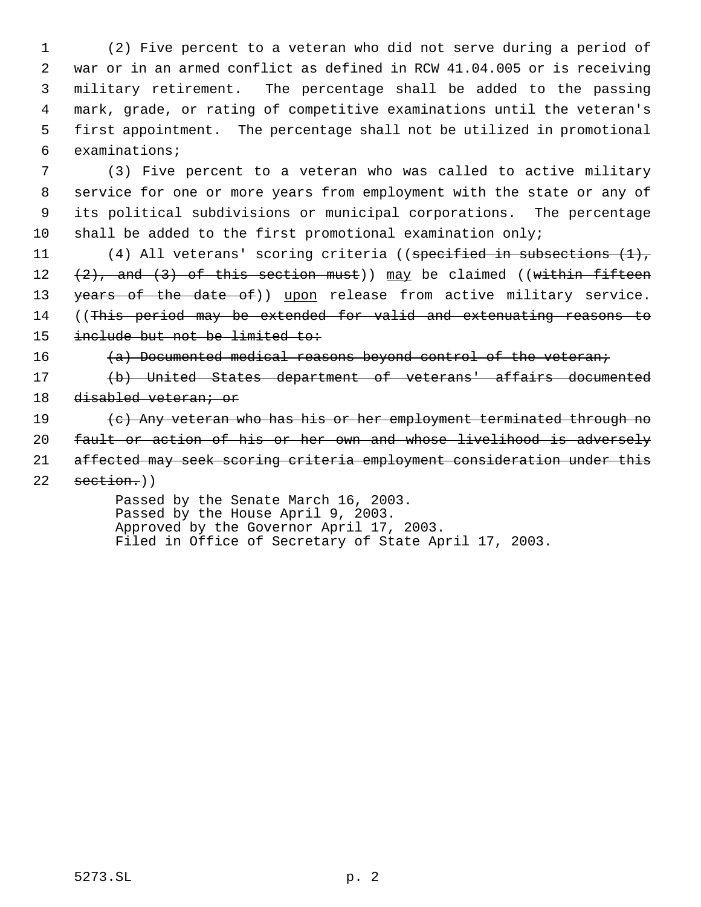(2) Five percent to a veteran who did not serve during a period of war or in an armed conflict as defined in RCW 41.04.005 or is receiving military retirement. The percentage shall be added to the passing mark, grade, or rating of competitive examinations until the veteran's first appointment. The percentage shall not be utilized in promotional examinations;

(3) Five percent to a veteran who was called to active military service for one or more years from employment with the state or any of its political subdivisions or municipal corporations. The percentage shall be added to the first promotional examination only;

(4) All veterans' scoring criteria ((~~specified in subsections (1), (2), and (3) of this section must~~)) <u>may</u> be claimed ((~~within fifteen years of the date of~~)) <u>upon</u> release from active military service. ((~~This period may be extended for valid and extenuating reasons to include but not be limited to:~~

~~(a) Documented medical reasons beyond control of the veteran;~~

~~(b) United States department of veterans' affairs documented disabled veteran; or~~

~~(c) Any veteran who has his or her employment terminated through no fault or action of his or her own and whose livelihood is adversely affected may seek scoring criteria employment consideration under this section.~~))

Passed by the Senate March 16, 2003.
Passed by the House April 9, 2003.
Approved by the Governor April 17, 2003.
Filed in Office of Secretary of State April 17, 2003.